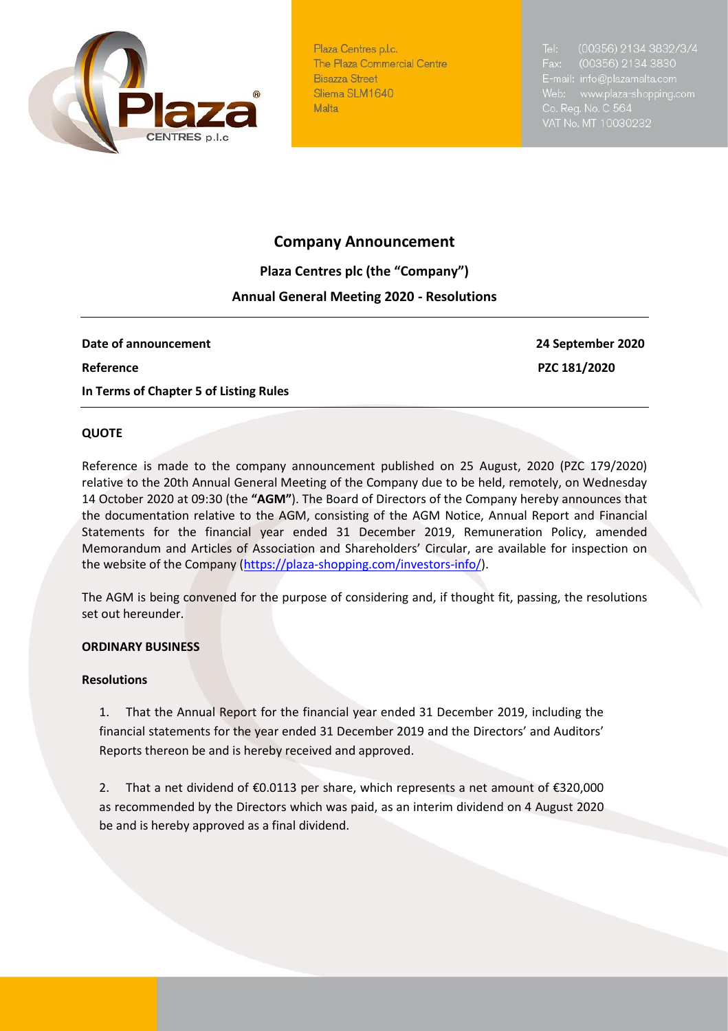Plaza Centres p.l.c.
The Plaza Commercial Centre
Bisazza Street
Sliema SLM1640
Malta

Tel: (00356) 2134 3832/3/4
Fax: (00356) 2134 3830
E-mail: info@plazamalta.com
Web: www.plaza-shopping.com
Co. Reg. No. C 564
VAT No. MT 10030232

# Company Announcement

**Plaza Centres plc (the "Company")**

**Annual General Meeting 2020 - Resolutions**

| | |
|---|---|
| **Date of announcement** | **24 September 2020** |
| **Reference** | **PZC 181/2020** |
| **In Terms of Chapter 5 of Listing Rules** | |

**QUOTE**

Reference is made to the company announcement published on 25 August, 2020 (PZC 179/2020) relative to the 20th Annual General Meeting of the Company due to be held, remotely, on Wednesday 14 October 2020 at 09:30 (the **"AGM"**). The Board of Directors of the Company hereby announces that the documentation relative to the AGM, consisting of the AGM Notice, Annual Report and Financial Statements for the financial year ended 31 December 2019, Remuneration Policy, amended Memorandum and Articles of Association and Shareholders' Circular, are available for inspection on the website of the Company (https://plaza-shopping.com/investors-info/).

The AGM is being convened for the purpose of considering and, if thought fit, passing, the resolutions set out hereunder.

**ORDINARY BUSINESS**

**Resolutions**

1. That the Annual Report for the financial year ended 31 December 2019, including the financial statements for the year ended 31 December 2019 and the Directors' and Auditors' Reports thereon be and is hereby received and approved.

2. That a net dividend of €0.0113 per share, which represents a net amount of €320,000 as recommended by the Directors which was paid, as an interim dividend on 4 August 2020 be and is hereby approved as a final dividend.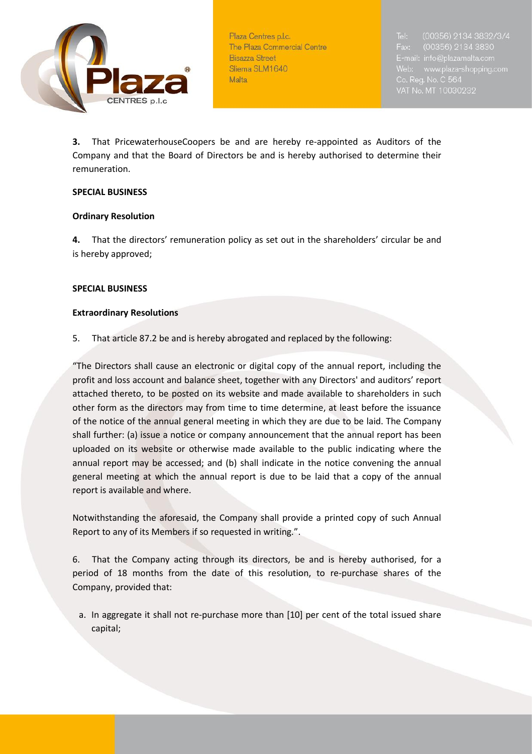**3.** That PricewaterhouseCoopers be and are hereby re-appointed as Auditors of the Company and that the Board of Directors be and is hereby authorised to determine their remuneration.

**SPECIAL BUSINESS**

**Ordinary Resolution**

**4.** That the directors' remuneration policy as set out in the shareholders' circular be and is hereby approved;

**SPECIAL BUSINESS**

**Extraordinary Resolutions**

5. That article 87.2 be and is hereby abrogated and replaced by the following:

"The Directors shall cause an electronic or digital copy of the annual report, including the profit and loss account and balance sheet, together with any Directors' and auditors' report attached thereto, to be posted on its website and made available to shareholders in such other form as the directors may from time to time determine, at least before the issuance of the notice of the annual general meeting in which they are due to be laid. The Company shall further: (a) issue a notice or company announcement that the annual report has been uploaded on its website or otherwise made available to the public indicating where the annual report may be accessed; and (b) shall indicate in the notice convening the annual general meeting at which the annual report is due to be laid that a copy of the annual report is available and where.

Notwithstanding the aforesaid, the Company shall provide a printed copy of such Annual Report to any of its Members if so requested in writing.".

6. That the Company acting through its directors, be and is hereby authorised, for a period of 18 months from the date of this resolution, to re-purchase shares of the Company, provided that:

a. In aggregate it shall not re-purchase more than [10] per cent of the total issued share capital;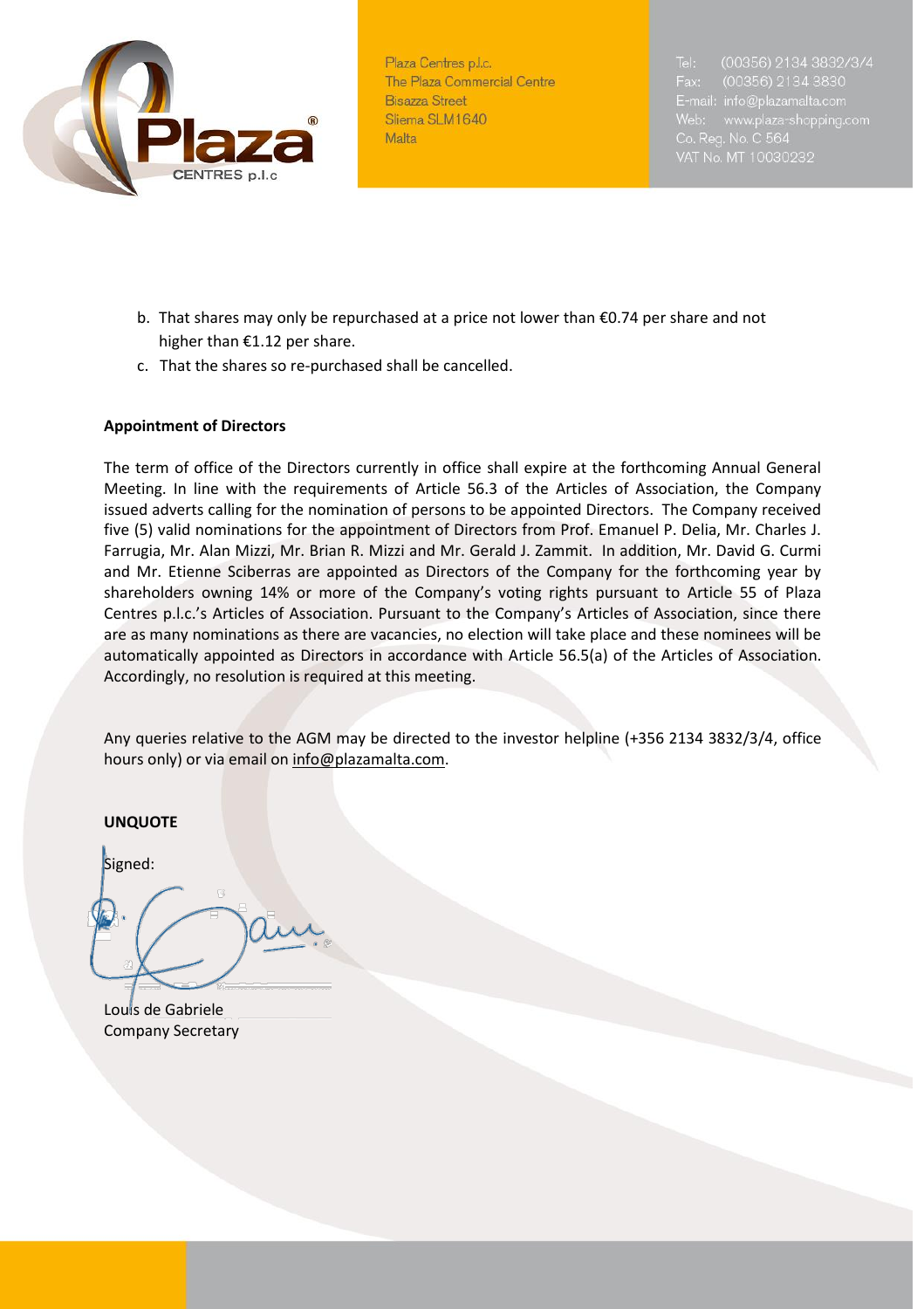b. That shares may only be repurchased at a price not lower than €0.74 per share and not higher than €1.12 per share.
c. That the shares so re-purchased shall be cancelled.

**Appointment of Directors**

The term of office of the Directors currently in office shall expire at the forthcoming Annual General Meeting. In line with the requirements of Article 56.3 of the Articles of Association, the Company issued adverts calling for the nomination of persons to be appointed Directors. The Company received five (5) valid nominations for the appointment of Directors from Prof. Emanuel P. Delia, Mr. Charles J. Farrugia, Mr. Alan Mizzi, Mr. Brian R. Mizzi and Mr. Gerald J. Zammit. In addition, Mr. David G. Curmi and Mr. Etienne Sciberras are appointed as Directors of the Company for the forthcoming year by shareholders owning 14% or more of the Company's voting rights pursuant to Article 55 of Plaza Centres p.l.c.'s Articles of Association. Pursuant to the Company's Articles of Association, since there are as many nominations as there are vacancies, no election will take place and these nominees will be automatically appointed as Directors in accordance with Article 56.5(a) of the Articles of Association. Accordingly, no resolution is required at this meeting.

Any queries relative to the AGM may be directed to the investor helpline (+356 2134 3832/3/4, office hours only) or via email on info@plazamalta.com.

**UNQUOTE**

Signed:

Louis de Gabriele
Company Secretary